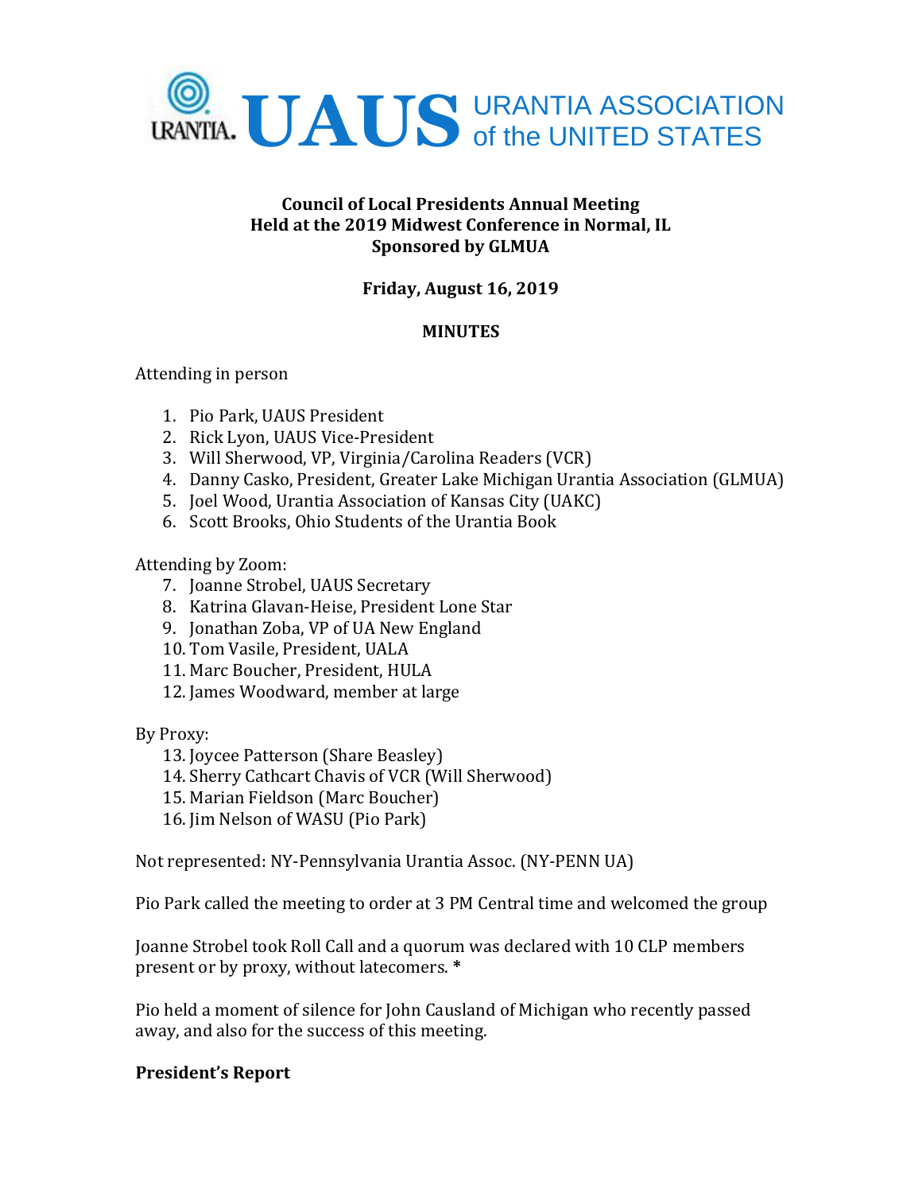URANTIA. **UAUS** URANTIA ASSOCIATION of the UNITED STATES

**Council of Local Presidents Annual Meeting**
**Held at the 2019 Midwest Conference in Normal, IL**
**Sponsored by GLMUA**

**Friday, August 16, 2019**

**MINUTES**

Attending in person

1. Pio Park, UAUS President
2. Rick Lyon, UAUS Vice-President
3. Will Sherwood, VP, Virginia/Carolina Readers (VCR)
4. Danny Casko, President, Greater Lake Michigan Urantia Association (GLMUA)
5. Joel Wood, Urantia Association of Kansas City (UAKC)
6. Scott Brooks, Ohio Students of the Urantia Book

Attending by Zoom:

7. Joanne Strobel, UAUS Secretary
8. Katrina Glavan-Heise, President Lone Star
9. Jonathan Zoba, VP of UA New England
10. Tom Vasile, President, UALA
11. Marc Boucher, President, HULA
12. James Woodward, member at large

By Proxy:

13. Joycee Patterson (Share Beasley)
14. Sherry Cathcart Chavis of VCR (Will Sherwood)
15. Marian Fieldson (Marc Boucher)
16. Jim Nelson of WASU (Pio Park)

Not represented: NY-Pennsylvania Urantia Assoc. (NY-PENN UA)

Pio Park called the meeting to order at 3 PM Central time and welcomed the group

Joanne Strobel took Roll Call and a quorum was declared with 10 CLP members present or by proxy, without latecomers. *

Pio held a moment of silence for John Causland of Michigan who recently passed away, and also for the success of this meeting.

**President's Report**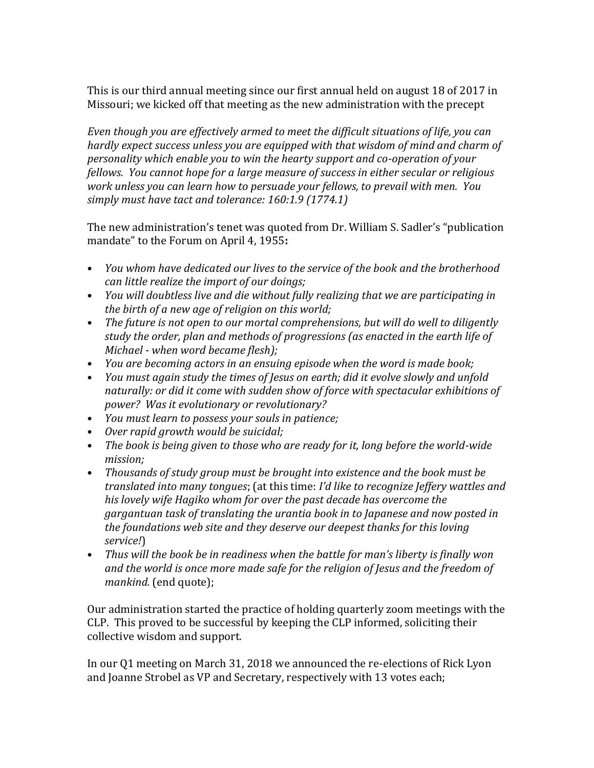This is our third annual meeting since our first annual held on august 18 of 2017 in Missouri; we kicked off that meeting as the new administration with the precept

*Even though you are effectively armed to meet the difficult situations of life, you can hardly expect success unless you are equipped with that wisdom of mind and charm of personality which enable you to win the hearty support and co-operation of your fellows. You cannot hope for a large measure of success in either secular or religious work unless you can learn how to persuade your fellows, to prevail with men. You simply must have tact and tolerance: 160:1.9 (1774.1)*

The new administration's tenet was quoted from Dr. William S. Sadler's "publication mandate" to the Forum on April 4, 1955**:**

- *You whom have dedicated our lives to the service of the book and the brotherhood can little realize the import of our doings;*
- *You will doubtless live and die without fully realizing that we are participating in the birth of a new age of religion on this world;*
- *The future is not open to our mortal comprehensions, but will do well to diligently study the order, plan and methods of progressions (as enacted in the earth life of Michael - when word became flesh);*
- *You are becoming actors in an ensuing episode when the word is made book;*
- *You must again study the times of Jesus on earth; did it evolve slowly and unfold naturally: or did it come with sudden show of force with spectacular exhibitions of power? Was it evolutionary or revolutionary?*
- *You must learn to possess your souls in patience;*
- *Over rapid growth would be suicidal;*
- *The book is being given to those who are ready for it, long before the world-wide mission;*
- *Thousands of study group must be brought into existence and the book must be translated into many tongues*; (at this time: *I'd like to recognize Jeffery wattles and his lovely wife Hagiko whom for over the past decade has overcome the gargantuan task of translating the urantia book in to Japanese and now posted in the foundations web site and they deserve our deepest thanks for this loving service!*)
- *Thus will the book be in readiness when the battle for man's liberty is finally won and the world is once more made safe for the religion of Jesus and the freedom of mankind.* (end quote);

Our administration started the practice of holding quarterly zoom meetings with the CLP. This proved to be successful by keeping the CLP informed, soliciting their collective wisdom and support.

In our Q1 meeting on March 31, 2018 we announced the re-elections of Rick Lyon and Joanne Strobel as VP and Secretary, respectively with 13 votes each;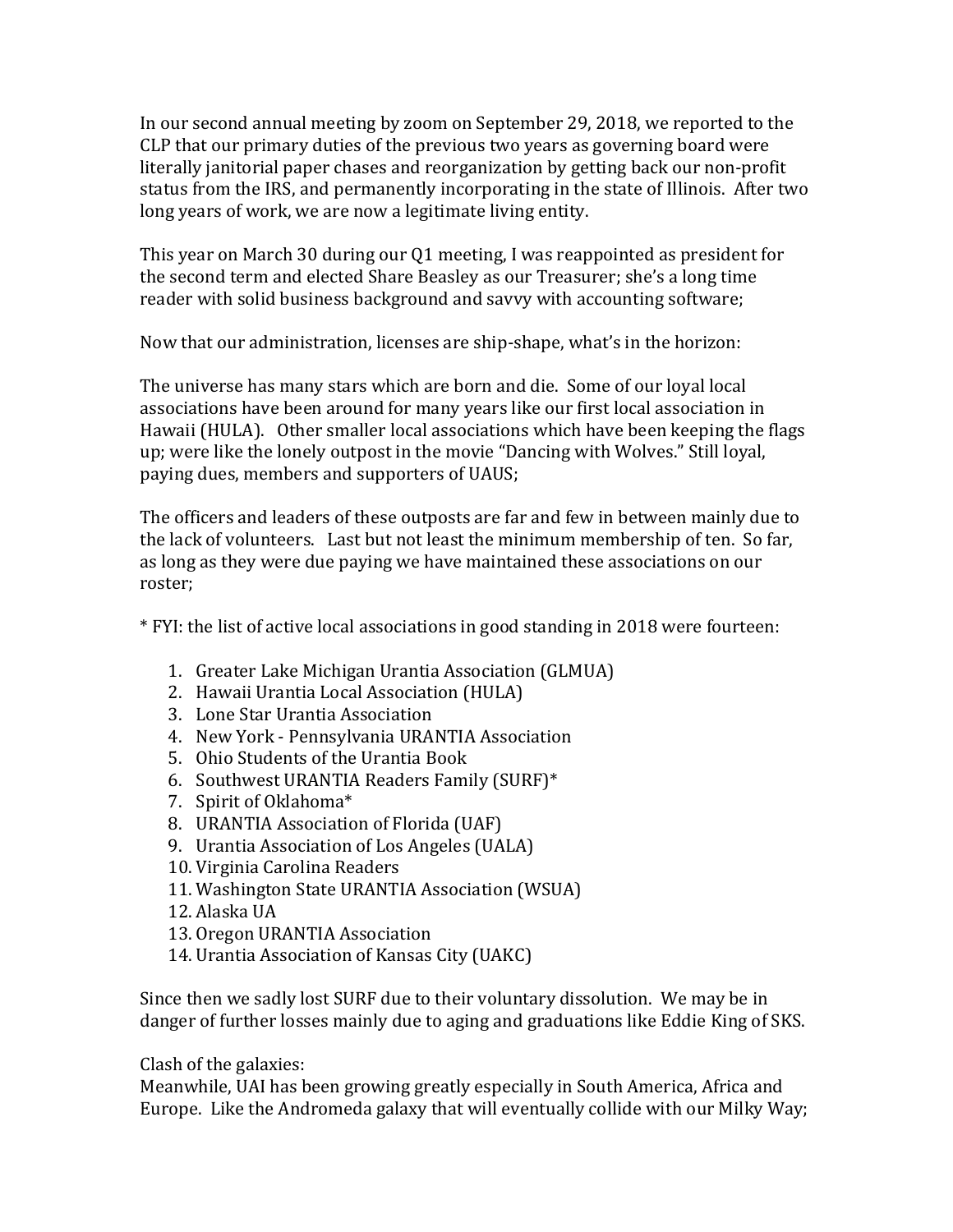In our second annual meeting by zoom on September 29, 2018, we reported to the CLP that our primary duties of the previous two years as governing board were literally janitorial paper chases and reorganization by getting back our non-profit status from the IRS, and permanently incorporating in the state of Illinois. After two long years of work, we are now a legitimate living entity.

This year on March 30 during our Q1 meeting, I was reappointed as president for the second term and elected Share Beasley as our Treasurer; she's a long time reader with solid business background and savvy with accounting software;

Now that our administration, licenses are ship-shape, what's in the horizon:

The universe has many stars which are born and die. Some of our loyal local associations have been around for many years like our first local association in Hawaii (HULA). Other smaller local associations which have been keeping the flags up; were like the lonely outpost in the movie "Dancing with Wolves." Still loyal, paying dues, members and supporters of UAUS;

The officers and leaders of these outposts are far and few in between mainly due to the lack of volunteers. Last but not least the minimum membership of ten. So far, as long as they were due paying we have maintained these associations on our roster;

* FYI: the list of active local associations in good standing in 2018 were fourteen:

1. Greater Lake Michigan Urantia Association (GLMUA)
2. Hawaii Urantia Local Association (HULA)
3. Lone Star Urantia Association
4. New York - Pennsylvania URANTIA Association
5. Ohio Students of the Urantia Book
6. Southwest URANTIA Readers Family (SURF)*
7. Spirit of Oklahoma*
8. URANTIA Association of Florida (UAF)
9. Urantia Association of Los Angeles (UALA)
10. Virginia Carolina Readers
11. Washington State URANTIA Association (WSUA)
12. Alaska UA
13. Oregon URANTIA Association
14. Urantia Association of Kansas City (UAKC)

Since then we sadly lost SURF due to their voluntary dissolution. We may be in danger of further losses mainly due to aging and graduations like Eddie King of SKS.

Clash of the galaxies:
Meanwhile, UAI has been growing greatly especially in South America, Africa and Europe. Like the Andromeda galaxy that will eventually collide with our Milky Way;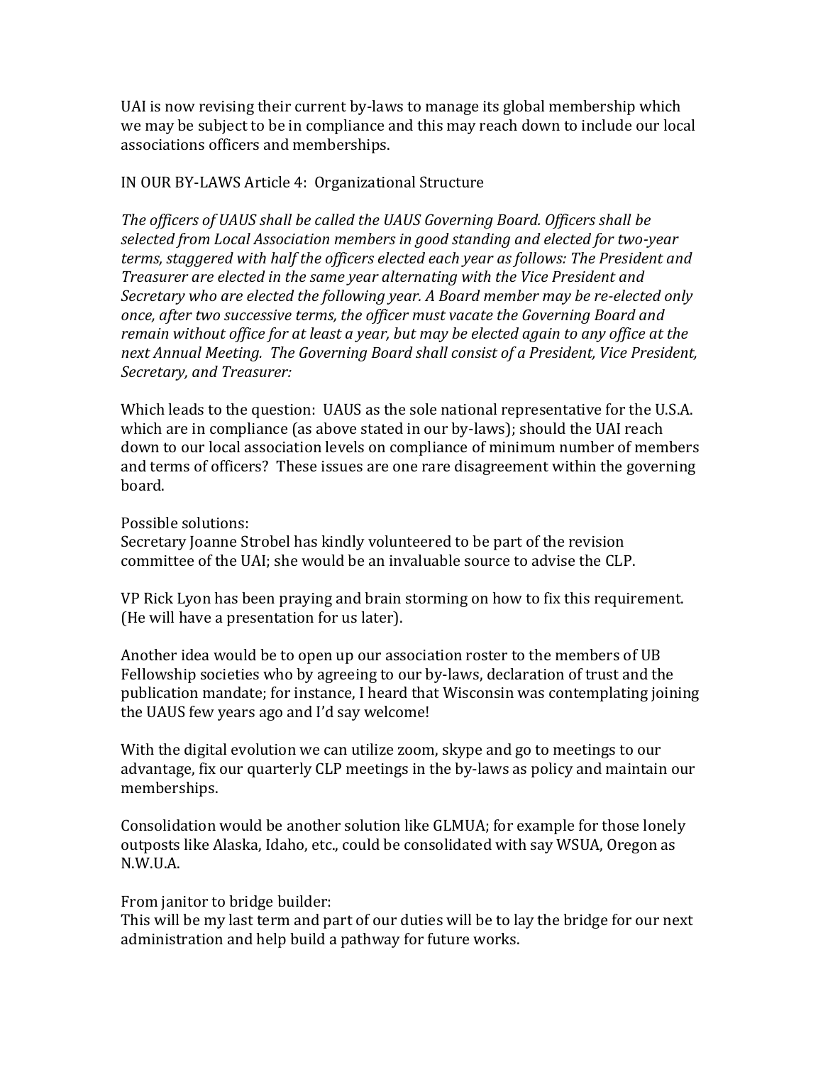UAI is now revising their current by-laws to manage its global membership which we may be subject to be in compliance and this may reach down to include our local associations officers and memberships.

IN OUR BY-LAWS Article 4: Organizational Structure

*The officers of UAUS shall be called the UAUS Governing Board. Officers shall be selected from Local Association members in good standing and elected for two-year terms, staggered with half the officers elected each year as follows: The President and Treasurer are elected in the same year alternating with the Vice President and Secretary who are elected the following year. A Board member may be re-elected only once, after two successive terms, the officer must vacate the Governing Board and remain without office for at least a year, but may be elected again to any office at the next Annual Meeting. The Governing Board shall consist of a President, Vice President, Secretary, and Treasurer:*

Which leads to the question: UAUS as the sole national representative for the U.S.A. which are in compliance (as above stated in our by-laws); should the UAI reach down to our local association levels on compliance of minimum number of members and terms of officers? These issues are one rare disagreement within the governing board.

Possible solutions:
Secretary Joanne Strobel has kindly volunteered to be part of the revision committee of the UAI; she would be an invaluable source to advise the CLP.

VP Rick Lyon has been praying and brain storming on how to fix this requirement. (He will have a presentation for us later).

Another idea would be to open up our association roster to the members of UB Fellowship societies who by agreeing to our by-laws, declaration of trust and the publication mandate; for instance, I heard that Wisconsin was contemplating joining the UAUS few years ago and I'd say welcome!

With the digital evolution we can utilize zoom, skype and go to meetings to our advantage, fix our quarterly CLP meetings in the by-laws as policy and maintain our memberships.

Consolidation would be another solution like GLMUA; for example for those lonely outposts like Alaska, Idaho, etc., could be consolidated with say WSUA, Oregon as N.W.U.A.

From janitor to bridge builder:
This will be my last term and part of our duties will be to lay the bridge for our next administration and help build a pathway for future works.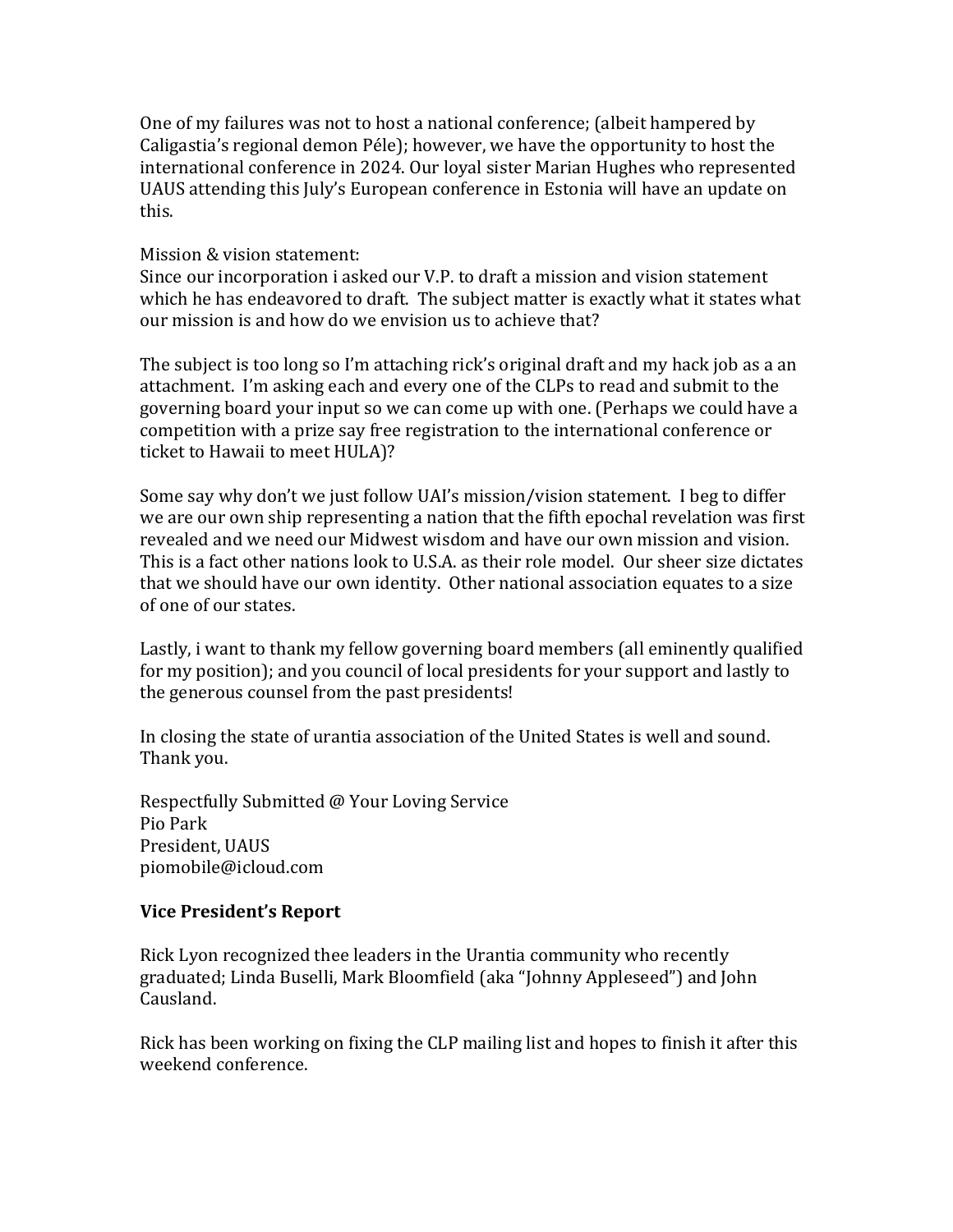One of my failures was not to host a national conference; (albeit hampered by Caligastia's regional demon Péle); however, we have the opportunity to host the international conference in 2024. Our loyal sister Marian Hughes who represented UAUS attending this July's European conference in Estonia will have an update on this.

Mission & vision statement:
Since our incorporation i asked our V.P. to draft a mission and vision statement which he has endeavored to draft. The subject matter is exactly what it states what our mission is and how do we envision us to achieve that?

The subject is too long so I'm attaching rick's original draft and my hack job as a an attachment. I'm asking each and every one of the CLPs to read and submit to the governing board your input so we can come up with one. (Perhaps we could have a competition with a prize say free registration to the international conference or ticket to Hawaii to meet HULA)?

Some say why don't we just follow UAI's mission/vision statement. I beg to differ we are our own ship representing a nation that the fifth epochal revelation was first revealed and we need our Midwest wisdom and have our own mission and vision. This is a fact other nations look to U.S.A. as their role model. Our sheer size dictates that we should have our own identity. Other national association equates to a size of one of our states.

Lastly, i want to thank my fellow governing board members (all eminently qualified for my position); and you council of local presidents for your support and lastly to the generous counsel from the past presidents!

In closing the state of urantia association of the United States is well and sound. Thank you.

Respectfully Submitted @ Your Loving Service
Pio Park
President, UAUS
piomobile@icloud.com

**Vice President's Report**

Rick Lyon recognized thee leaders in the Urantia community who recently graduated; Linda Buselli, Mark Bloomfield (aka "Johnny Appleseed") and John Causland.

Rick has been working on fixing the CLP mailing list and hopes to finish it after this weekend conference.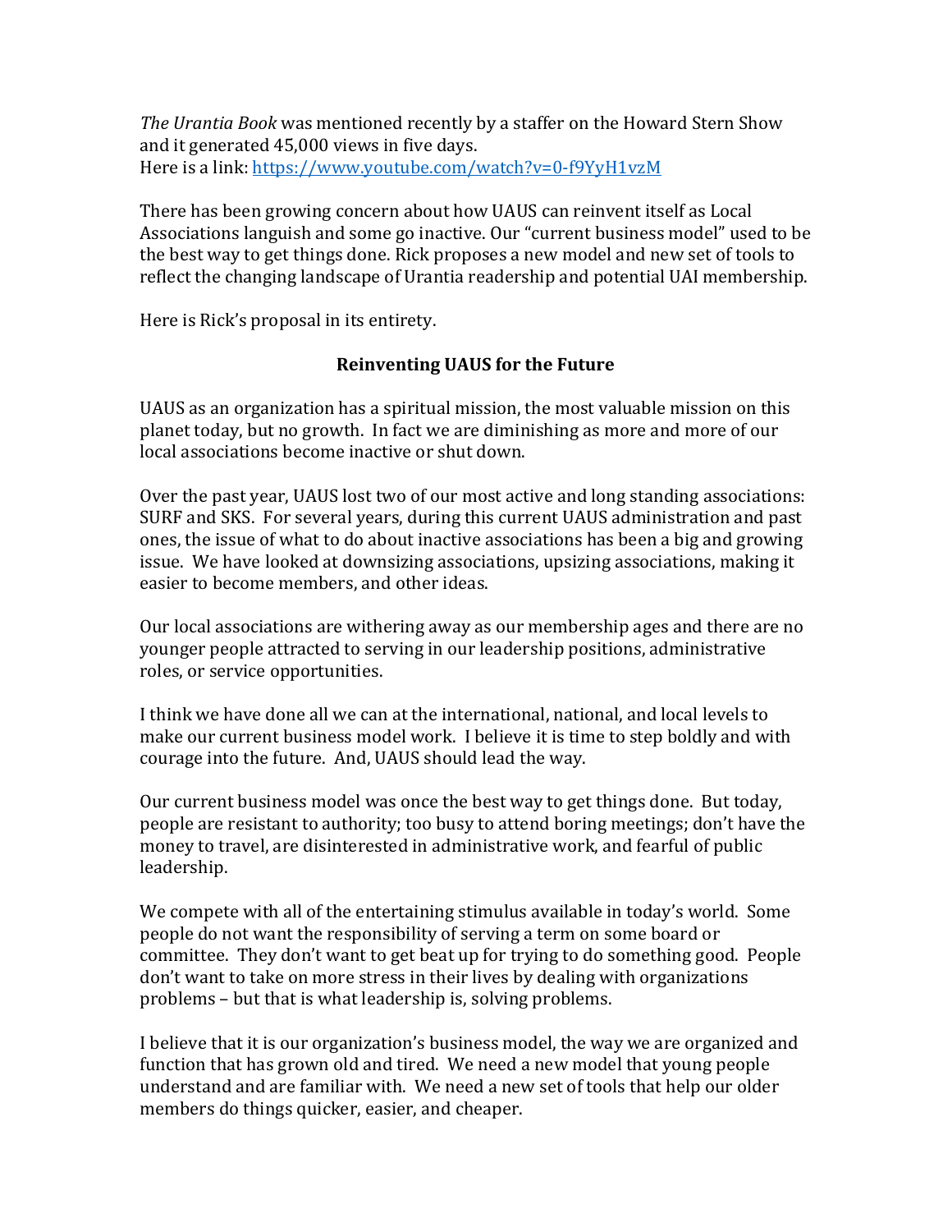*The Urantia Book* was mentioned recently by a staffer on the Howard Stern Show and it generated 45,000 views in five days.
Here is a link: [https://www.youtube.com/watch?v=0-f9YyH1vzM](https://www.youtube.com/watch?v=0-f9YyH1vzM)

There has been growing concern about how UAUS can reinvent itself as Local Associations languish and some go inactive. Our "current business model" used to be the best way to get things done. Rick proposes a new model and new set of tools to reflect the changing landscape of Urantia readership and potential UAI membership.

Here is Rick's proposal in its entirety.

## Reinventing UAUS for the Future

UAUS as an organization has a spiritual mission, the most valuable mission on this planet today, but no growth. In fact we are diminishing as more and more of our local associations become inactive or shut down.

Over the past year, UAUS lost two of our most active and long standing associations: SURF and SKS. For several years, during this current UAUS administration and past ones, the issue of what to do about inactive associations has been a big and growing issue. We have looked at downsizing associations, upsizing associations, making it easier to become members, and other ideas.

Our local associations are withering away as our membership ages and there are no younger people attracted to serving in our leadership positions, administrative roles, or service opportunities.

I think we have done all we can at the international, national, and local levels to make our current business model work. I believe it is time to step boldly and with courage into the future. And, UAUS should lead the way.

Our current business model was once the best way to get things done. But today, people are resistant to authority; too busy to attend boring meetings; don't have the money to travel, are disinterested in administrative work, and fearful of public leadership.

We compete with all of the entertaining stimulus available in today's world. Some people do not want the responsibility of serving a term on some board or committee. They don't want to get beat up for trying to do something good. People don't want to take on more stress in their lives by dealing with organizations problems – but that is what leadership is, solving problems.

I believe that it is our organization's business model, the way we are organized and function that has grown old and tired. We need a new model that young people understand and are familiar with. We need a new set of tools that help our older members do things quicker, easier, and cheaper.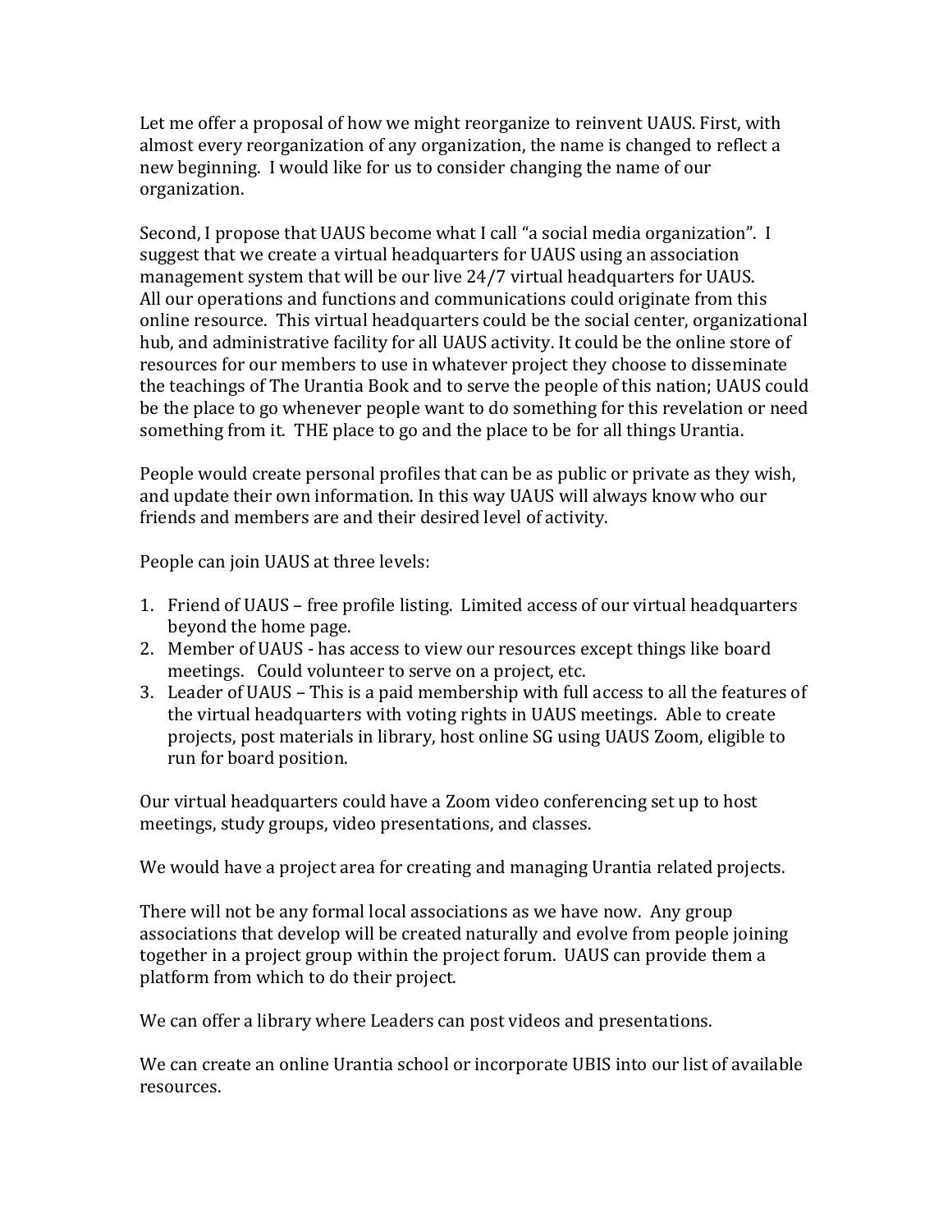Let me offer a proposal of how we might reorganize to reinvent UAUS. First, with almost every reorganization of any organization, the name is changed to reflect a new beginning. I would like for us to consider changing the name of our organization.

Second, I propose that UAUS become what I call "a social media organization". I suggest that we create a virtual headquarters for UAUS using an association management system that will be our live 24/7 virtual headquarters for UAUS. All our operations and functions and communications could originate from this online resource. This virtual headquarters could be the social center, organizational hub, and administrative facility for all UAUS activity. It could be the online store of resources for our members to use in whatever project they choose to disseminate the teachings of The Urantia Book and to serve the people of this nation; UAUS could be the place to go whenever people want to do something for this revelation or need something from it. THE place to go and the place to be for all things Urantia.

People would create personal profiles that can be as public or private as they wish, and update their own information. In this way UAUS will always know who our friends and members are and their desired level of activity.

People can join UAUS at three levels:

1. Friend of UAUS – free profile listing. Limited access of our virtual headquarters beyond the home page.
2. Member of UAUS - has access to view our resources except things like board meetings. Could volunteer to serve on a project, etc.
3. Leader of UAUS – This is a paid membership with full access to all the features of the virtual headquarters with voting rights in UAUS meetings. Able to create projects, post materials in library, host online SG using UAUS Zoom, eligible to run for board position.

Our virtual headquarters could have a Zoom video conferencing set up to host meetings, study groups, video presentations, and classes.

We would have a project area for creating and managing Urantia related projects.

There will not be any formal local associations as we have now. Any group associations that develop will be created naturally and evolve from people joining together in a project group within the project forum. UAUS can provide them a platform from which to do their project.

We can offer a library where Leaders can post videos and presentations.

We can create an online Urantia school or incorporate UBIS into our list of available resources.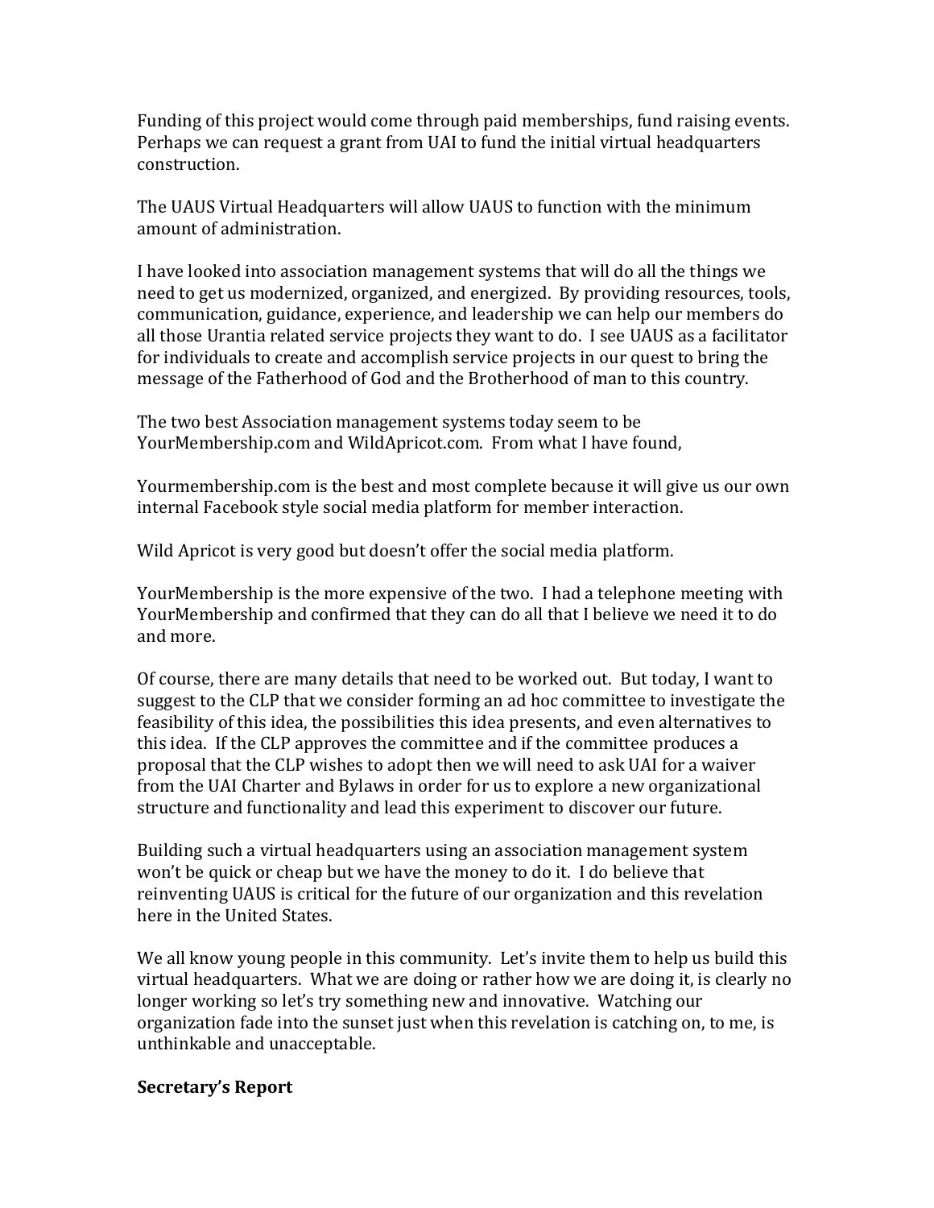Funding of this project would come through paid memberships, fund raising events. Perhaps we can request a grant from UAI to fund the initial virtual headquarters construction.

The UAUS Virtual Headquarters will allow UAUS to function with the minimum amount of administration.

I have looked into association management systems that will do all the things we need to get us modernized, organized, and energized. By providing resources, tools, communication, guidance, experience, and leadership we can help our members do all those Urantia related service projects they want to do. I see UAUS as a facilitator for individuals to create and accomplish service projects in our quest to bring the message of the Fatherhood of God and the Brotherhood of man to this country.

The two best Association management systems today seem to be YourMembership.com and WildApricot.com. From what I have found,

Yourmembership.com is the best and most complete because it will give us our own internal Facebook style social media platform for member interaction.

Wild Apricot is very good but doesn't offer the social media platform.

YourMembership is the more expensive of the two. I had a telephone meeting with YourMembership and confirmed that they can do all that I believe we need it to do and more.

Of course, there are many details that need to be worked out. But today, I want to suggest to the CLP that we consider forming an ad hoc committee to investigate the feasibility of this idea, the possibilities this idea presents, and even alternatives to this idea. If the CLP approves the committee and if the committee produces a proposal that the CLP wishes to adopt then we will need to ask UAI for a waiver from the UAI Charter and Bylaws in order for us to explore a new organizational structure and functionality and lead this experiment to discover our future.

Building such a virtual headquarters using an association management system won't be quick or cheap but we have the money to do it. I do believe that reinventing UAUS is critical for the future of our organization and this revelation here in the United States.

We all know young people in this community. Let's invite them to help us build this virtual headquarters. What we are doing or rather how we are doing it, is clearly no longer working so let's try something new and innovative. Watching our organization fade into the sunset just when this revelation is catching on, to me, is unthinkable and unacceptable.

**Secretary's Report**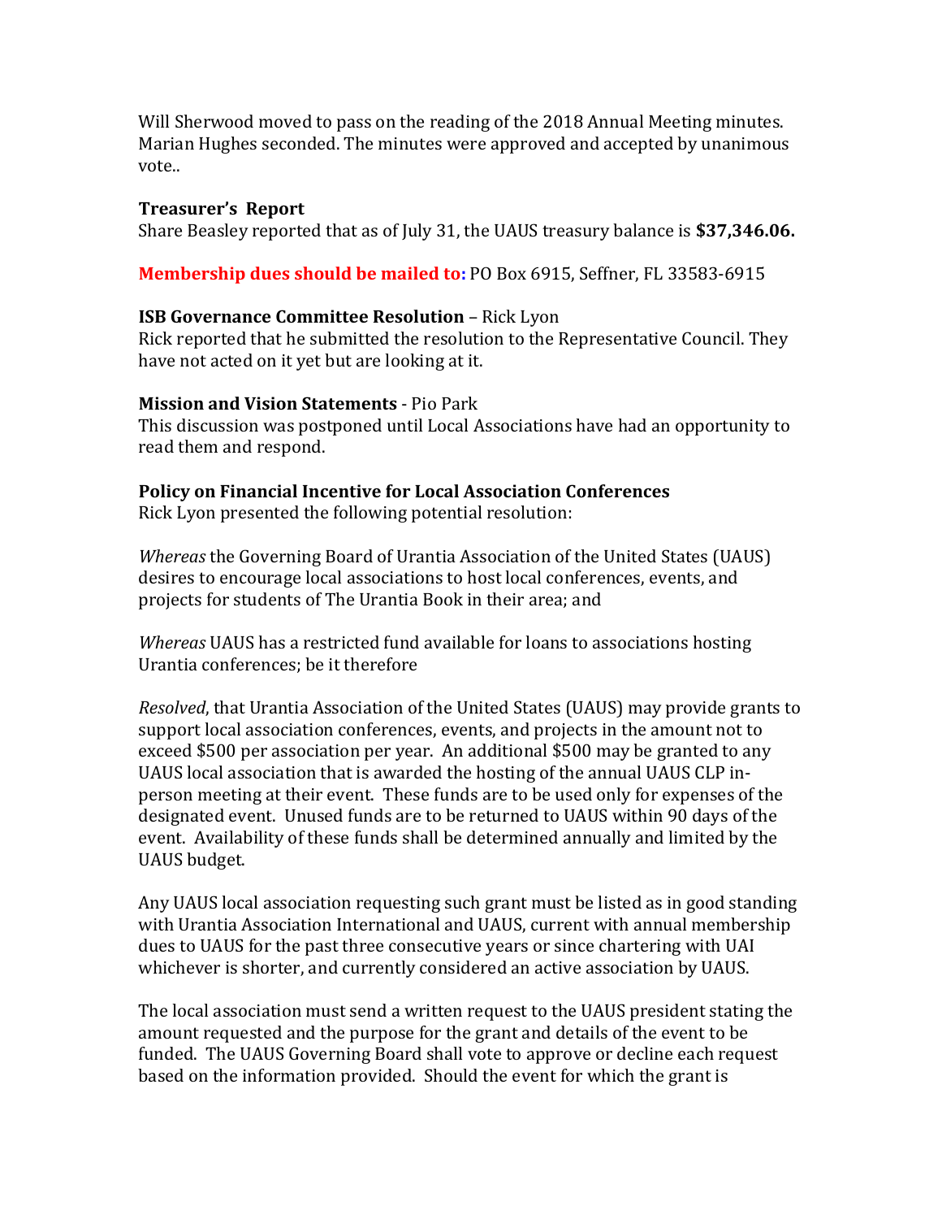Will Sherwood moved to pass on the reading of the 2018 Annual Meeting minutes. Marian Hughes seconded. The minutes were approved and accepted by unanimous vote..

**Treasurer's Report**
Share Beasley reported that as of July 31, the UAUS treasury balance is **$37,346.06.**

**Membership dues should be mailed to:** PO Box 6915, Seffner, FL 33583-6915

**ISB Governance Committee Resolution** – Rick Lyon
Rick reported that he submitted the resolution to the Representative Council. They have not acted on it yet but are looking at it.

**Mission and Vision Statements** - Pio Park
This discussion was postponed until Local Associations have had an opportunity to read them and respond.

**Policy on Financial Incentive for Local Association Conferences**
Rick Lyon presented the following potential resolution:

*Whereas* the Governing Board of Urantia Association of the United States (UAUS) desires to encourage local associations to host local conferences, events, and projects for students of The Urantia Book in their area; and

*Whereas* UAUS has a restricted fund available for loans to associations hosting Urantia conferences; be it therefore

*Resolved*, that Urantia Association of the United States (UAUS) may provide grants to support local association conferences, events, and projects in the amount not to exceed $500 per association per year. An additional $500 may be granted to any UAUS local association that is awarded the hosting of the annual UAUS CLP in-person meeting at their event. These funds are to be used only for expenses of the designated event. Unused funds are to be returned to UAUS within 90 days of the event. Availability of these funds shall be determined annually and limited by the UAUS budget.

Any UAUS local association requesting such grant must be listed as in good standing with Urantia Association International and UAUS, current with annual membership dues to UAUS for the past three consecutive years or since chartering with UAI whichever is shorter, and currently considered an active association by UAUS.

The local association must send a written request to the UAUS president stating the amount requested and the purpose for the grant and details of the event to be funded. The UAUS Governing Board shall vote to approve or decline each request based on the information provided. Should the event for which the grant is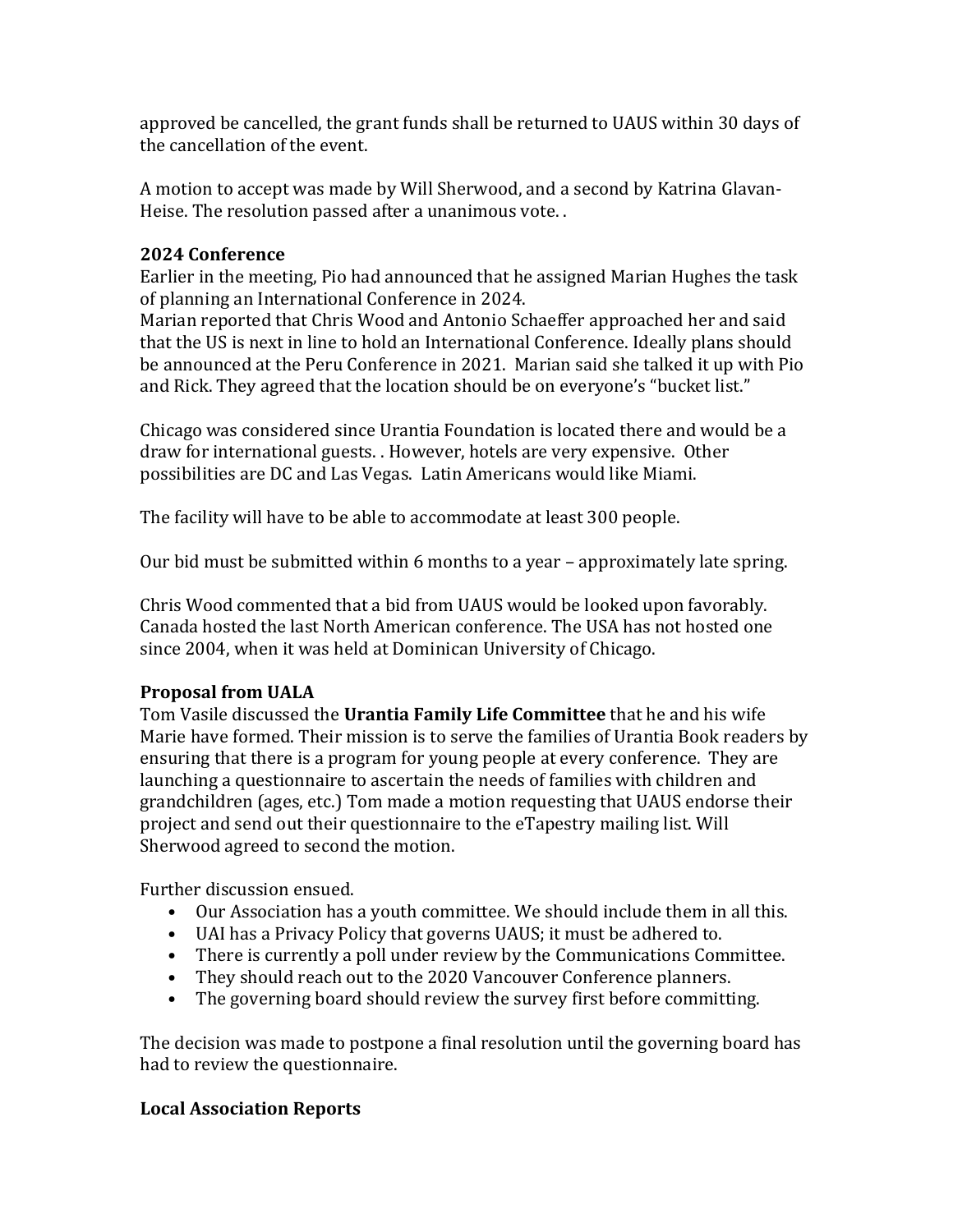approved be cancelled, the grant funds shall be returned to UAUS within 30 days of the cancellation of the event.

A motion to accept was made by Will Sherwood, and a second by Katrina Glavan-Heise. The resolution passed after a unanimous vote. .

**2024 Conference**

Earlier in the meeting, Pio had announced that he assigned Marian Hughes the task of planning an International Conference in 2024.

Marian reported that Chris Wood and Antonio Schaeffer approached her and said that the US is next in line to hold an International Conference. Ideally plans should be announced at the Peru Conference in 2021. Marian said she talked it up with Pio and Rick. They agreed that the location should be on everyone's "bucket list."

Chicago was considered since Urantia Foundation is located there and would be a draw for international guests. . However, hotels are very expensive. Other possibilities are DC and Las Vegas. Latin Americans would like Miami.

The facility will have to be able to accommodate at least 300 people.

Our bid must be submitted within 6 months to a year – approximately late spring.

Chris Wood commented that a bid from UAUS would be looked upon favorably. Canada hosted the last North American conference. The USA has not hosted one since 2004, when it was held at Dominican University of Chicago.

**Proposal from UALA**

Tom Vasile discussed the **Urantia Family Life Committee** that he and his wife Marie have formed. Their mission is to serve the families of Urantia Book readers by ensuring that there is a program for young people at every conference. They are launching a questionnaire to ascertain the needs of families with children and grandchildren (ages, etc.) Tom made a motion requesting that UAUS endorse their project and send out their questionnaire to the eTapestry mailing list. Will Sherwood agreed to second the motion.

Further discussion ensued.

- Our Association has a youth committee. We should include them in all this.
- UAI has a Privacy Policy that governs UAUS; it must be adhered to.
- There is currently a poll under review by the Communications Committee.
- They should reach out to the 2020 Vancouver Conference planners.
- The governing board should review the survey first before committing.

The decision was made to postpone a final resolution until the governing board has had to review the questionnaire.

**Local Association Reports**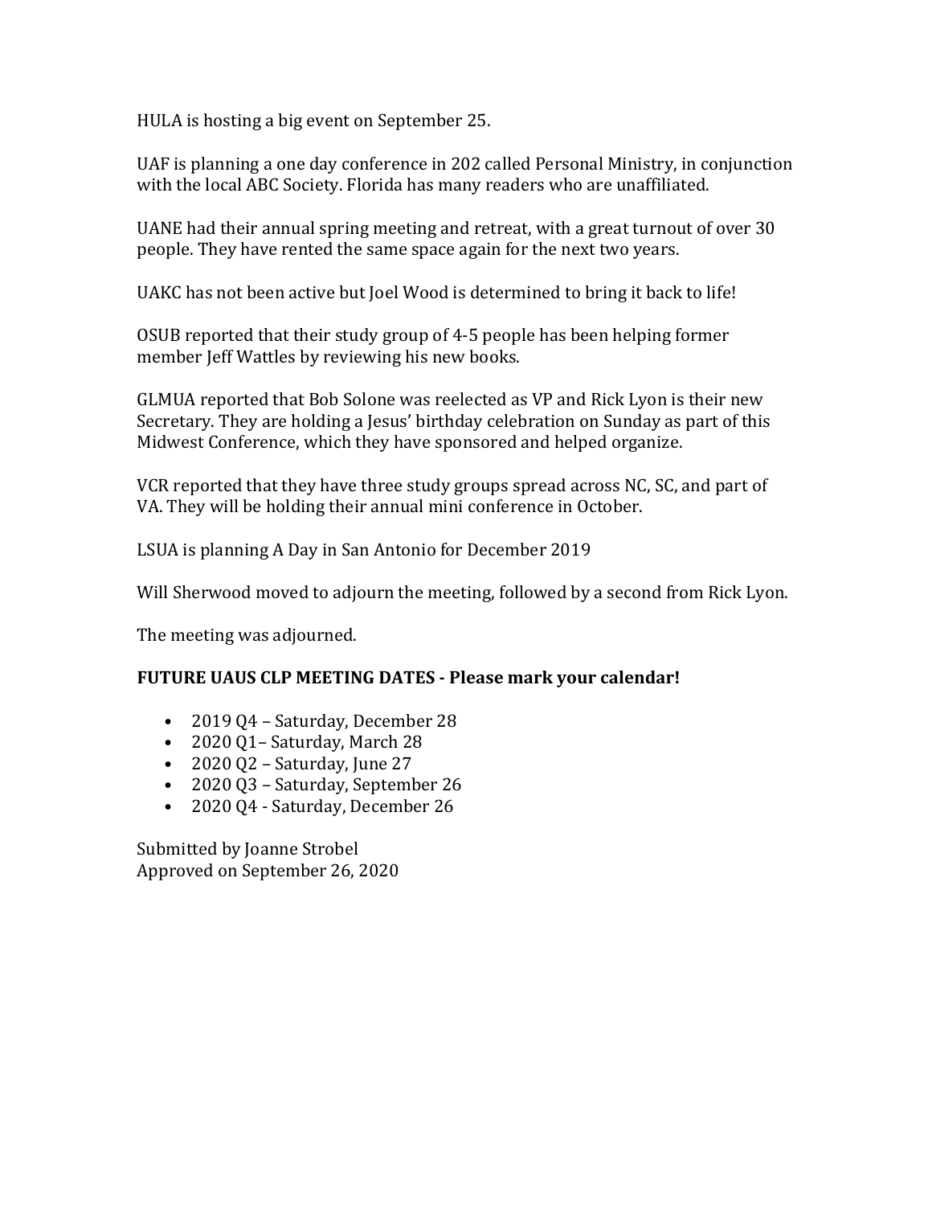HULA is hosting a big event on September 25.

UAF is planning a one day conference in 202 called Personal Ministry, in conjunction with the local ABC Society. Florida has many readers who are unaffiliated.

UANE had their annual spring meeting and retreat, with a great turnout of over 30 people. They have rented the same space again for the next two years.

UAKC has not been active but Joel Wood is determined to bring it back to life!

OSUB reported that their study group of 4-5 people has been helping former member Jeff Wattles by reviewing his new books.

GLMUA reported that Bob Solone was reelected as VP and Rick Lyon is their new Secretary. They are holding a Jesus' birthday celebration on Sunday as part of this Midwest Conference, which they have sponsored and helped organize.

VCR reported that they have three study groups spread across NC, SC, and part of VA. They will be holding their annual mini conference in October.

LSUA is planning A Day in San Antonio for December 2019

Will Sherwood moved to adjourn the meeting, followed by a second from Rick Lyon.

The meeting was adjourned.

**FUTURE UAUS CLP MEETING DATES - Please mark your calendar!**

- 2019 Q4 – Saturday, December 28
- 2020 Q1– Saturday, March 28
- 2020 Q2 – Saturday, June 27
- 2020 Q3 – Saturday, September 26
- 2020 Q4 - Saturday, December 26

Submitted by Joanne Strobel
Approved on September 26, 2020